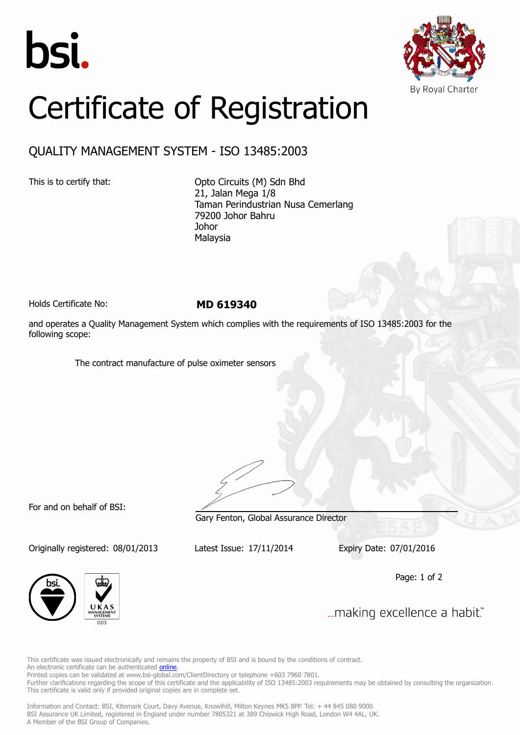bsi.

By Royal Charter

# Certificate of Registration

## QUALITY MANAGEMENT SYSTEM - ISO 13485:2003

This is to certify that:

Opto Circuits (M) Sdn Bhd
21, Jalan Mega 1/8
Taman Perindustrian Nusa Cemerlang
79200 Johor Bahru
Johor
Malaysia

Holds Certificate No: **MD 619340**

and operates a Quality Management System which complies with the requirements of ISO 13485:2003 for the following scope:

The contract manufacture of pulse oximeter sensors

For and on behalf of BSI:

Gary Fenton, Global Assurance Director

Originally registered: 08/01/2013 Latest Issue: 17/11/2014 Expiry Date: 07/01/2016

...making excellence a habit.™

This certificate was issued electronically and remains the property of BSI and is bound by the conditions of contract.
An electronic certificate can be authenticated online.
Printed copies can be validated at www.bsi-global.com/ClientDirectory or telephone +603 7960 7801.
Further clarifications regarding the scope of this certificate and the applicability of ISO 13485:2003 requirements may be obtained by consulting the organization.
This certificate is valid only if provided original copies are in complete set.

Information and Contact: BSI, Kitemark Court, Davy Avenue, Knowlhill, Milton Keynes MK5 8PP. Tel: + 44 845 080 9000
BSI Assurance UK Limited, registered in England under number 7805321 at 389 Chiswick High Road, London W4 4AL, UK.
A Member of the BSI Group of Companies.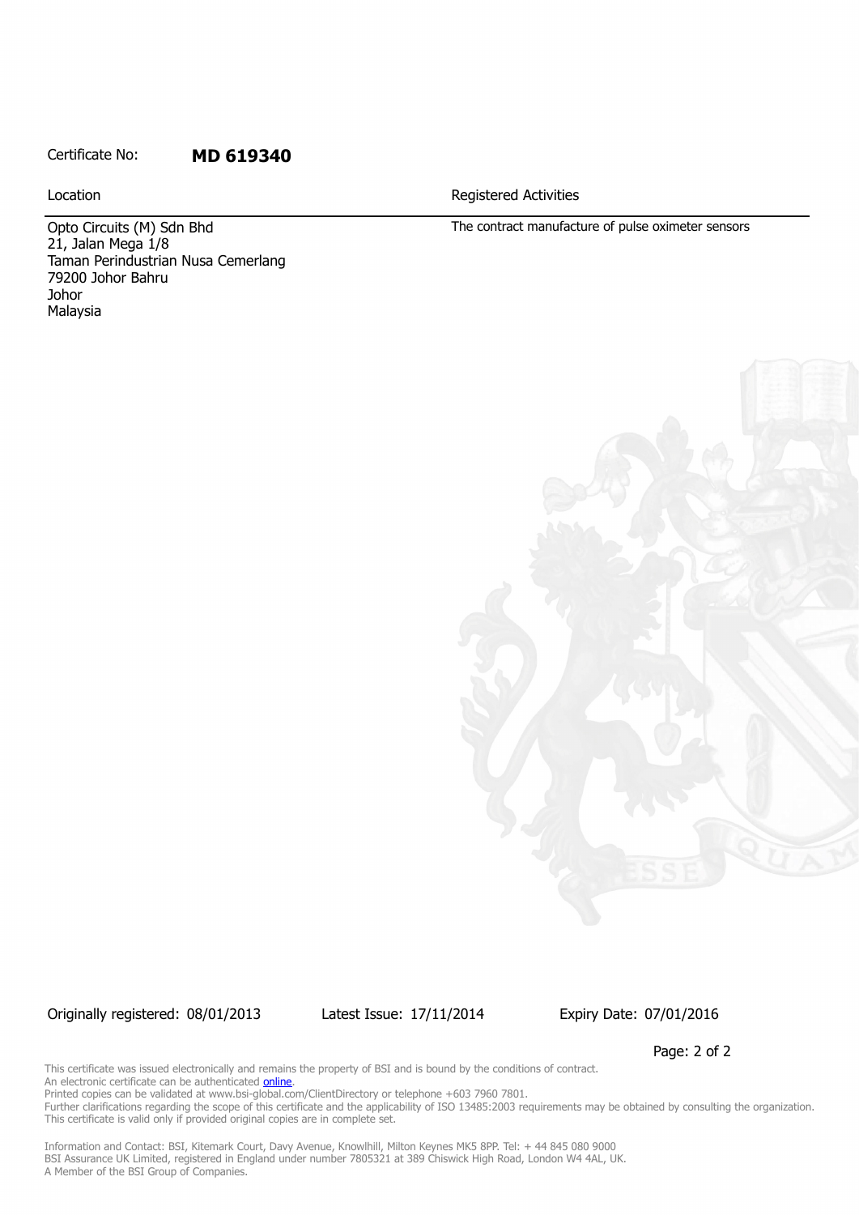Certificate No: **MD 619340**

| Location | Registered Activities |
| --- | --- |
| Opto Circuits (M) Sdn Bhd<br>21, Jalan Mega 1/8<br>Taman Perindustrian Nusa Cemerlang<br>79200 Johor Bahru<br>Johor<br>Malaysia | The contract manufacture of pulse oximeter sensors |

Originally registered: 08/01/2013 Latest Issue: 17/11/2014 Expiry Date: 07/01/2016

This certificate was issued electronically and remains the property of BSI and is bound by the conditions of contract.
An electronic certificate can be authenticated online.
Printed copies can be validated at www.bsi-global.com/ClientDirectory or telephone +603 7960 7801.
Further clarifications regarding the scope of this certificate and the applicability of ISO 13485:2003 requirements may be obtained by consulting the organization.
This certificate is valid only if provided original copies are in complete set.

Information and Contact: BSI, Kitemark Court, Davy Avenue, Knowlhill, Milton Keynes MK5 8PP. Tel: + 44 845 080 9000
BSI Assurance UK Limited, registered in England under number 7805321 at 389 Chiswick High Road, London W4 4AL, UK.
A Member of the BSI Group of Companies.